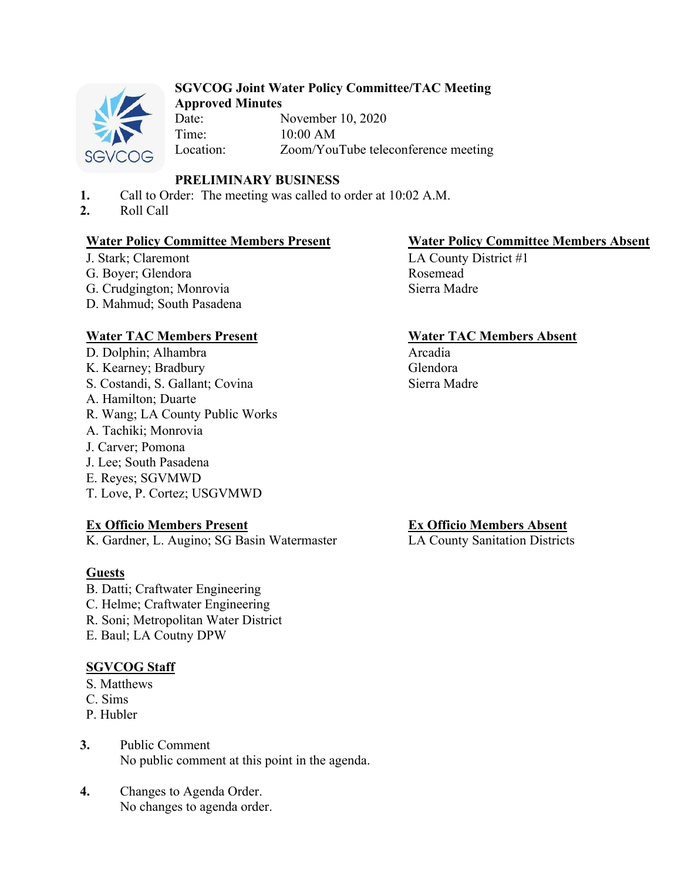# SGVCOG Joint Water Policy Committee/TAC Meeting

**Approved Minutes**

Date: November 10, 2020

Time: 10:00 AM

Location: Zoom/YouTube teleconference meeting

## PRELIMINARY BUSINESS

1. Call to Order: The meeting was called to order at 10:02 A.M.
2. Roll Call

**Water Policy Committee Members Present**

J. Stark; Claremont
G. Boyer; Glendora
G. Crudgington; Monrovia
D. Mahmud; South Pasadena

**Water Policy Committee Members Absent**

LA County District #1
Rosemead
Sierra Madre

**Water TAC Members Present**

D. Dolphin; Alhambra
K. Kearney; Bradbury
S. Costandi, S. Gallant; Covina
A. Hamilton; Duarte
R. Wang; LA County Public Works
A. Tachiki; Monrovia
J. Carver; Pomona
J. Lee; South Pasadena
E. Reyes; SGVMWD
T. Love, P. Cortez; USGVMWD

**Water TAC Members Absent**

Arcadia
Glendora
Sierra Madre

**Ex Officio Members Present**

K. Gardner, L. Augino; SG Basin Watermaster

**Ex Officio Members Absent**

LA County Sanitation Districts

**Guests**

B. Datti; Craftwater Engineering
C. Helme; Craftwater Engineering
R. Soni; Metropolitan Water District
E. Baul; LA Coutny DPW

**SGVCOG Staff**

S. Matthews
C. Sims
P. Hubler

3. Public Comment
   No public comment at this point in the agenda.

4. Changes to Agenda Order.
   No changes to agenda order.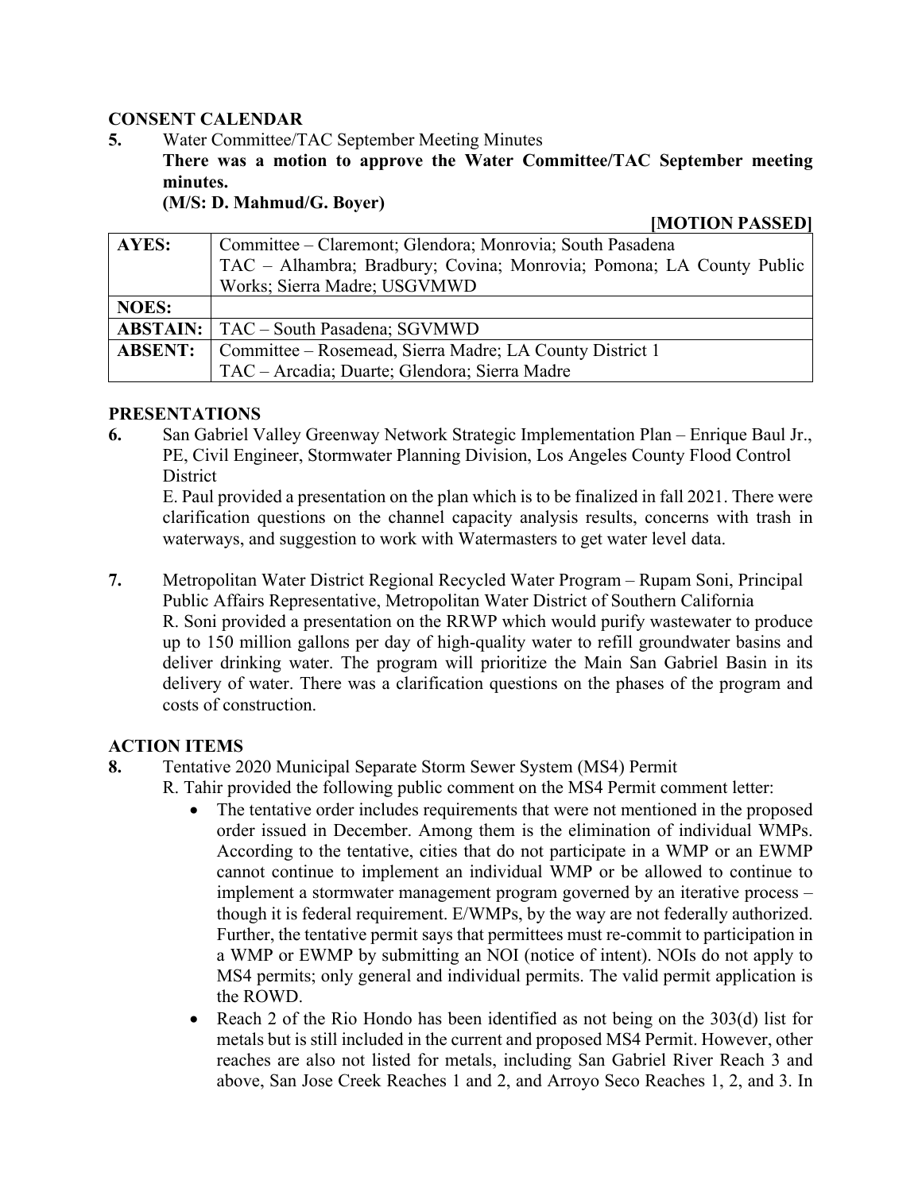## CONSENT CALENDAR

**5.** Water Committee/TAC September Meeting Minutes

**There was a motion to approve the Water Committee/TAC September meeting minutes.**

**(M/S: D. Mahmud/G. Boyer)**

**[MOTION PASSED]**

| | |
|---|---|
| **AYES:** | Committee – Claremont; Glendora; Monrovia; South Pasadena<br>TAC – Alhambra; Bradbury; Covina; Monrovia; Pomona; LA County Public Works; Sierra Madre; USGVMWD |
| **NOES:** | |
| **ABSTAIN:** | TAC – South Pasadena; SGVMWD |
| **ABSENT:** | Committee – Rosemead, Sierra Madre; LA County District 1<br>TAC – Arcadia; Duarte; Glendora; Sierra Madre |

## PRESENTATIONS

**6.** San Gabriel Valley Greenway Network Strategic Implementation Plan – Enrique Baul Jr., PE, Civil Engineer, Stormwater Planning Division, Los Angeles County Flood Control District

E. Paul provided a presentation on the plan which is to be finalized in fall 2021. There were clarification questions on the channel capacity analysis results, concerns with trash in waterways, and suggestion to work with Watermasters to get water level data.

**7.** Metropolitan Water District Regional Recycled Water Program – Rupam Soni, Principal Public Affairs Representative, Metropolitan Water District of Southern California

R. Soni provided a presentation on the RRWP which would purify wastewater to produce up to 150 million gallons per day of high-quality water to refill groundwater basins and deliver drinking water. The program will prioritize the Main San Gabriel Basin in its delivery of water. There was a clarification questions on the phases of the program and costs of construction.

## ACTION ITEMS

**8.** Tentative 2020 Municipal Separate Storm Sewer System (MS4) Permit

R. Tahir provided the following public comment on the MS4 Permit comment letter:

- The tentative order includes requirements that were not mentioned in the proposed order issued in December. Among them is the elimination of individual WMPs. According to the tentative, cities that do not participate in a WMP or an EWMP cannot continue to implement an individual WMP or be allowed to continue to implement a stormwater management program governed by an iterative process – though it is federal requirement. E/WMPs, by the way are not federally authorized. Further, the tentative permit says that permittees must re-commit to participation in a WMP or EWMP by submitting an NOI (notice of intent). NOIs do not apply to MS4 permits; only general and individual permits. The valid permit application is the ROWD.
- Reach 2 of the Rio Hondo has been identified as not being on the 303(d) list for metals but is still included in the current and proposed MS4 Permit. However, other reaches are also not listed for metals, including San Gabriel River Reach 3 and above, San Jose Creek Reaches 1 and 2, and Arroyo Seco Reaches 1, 2, and 3. In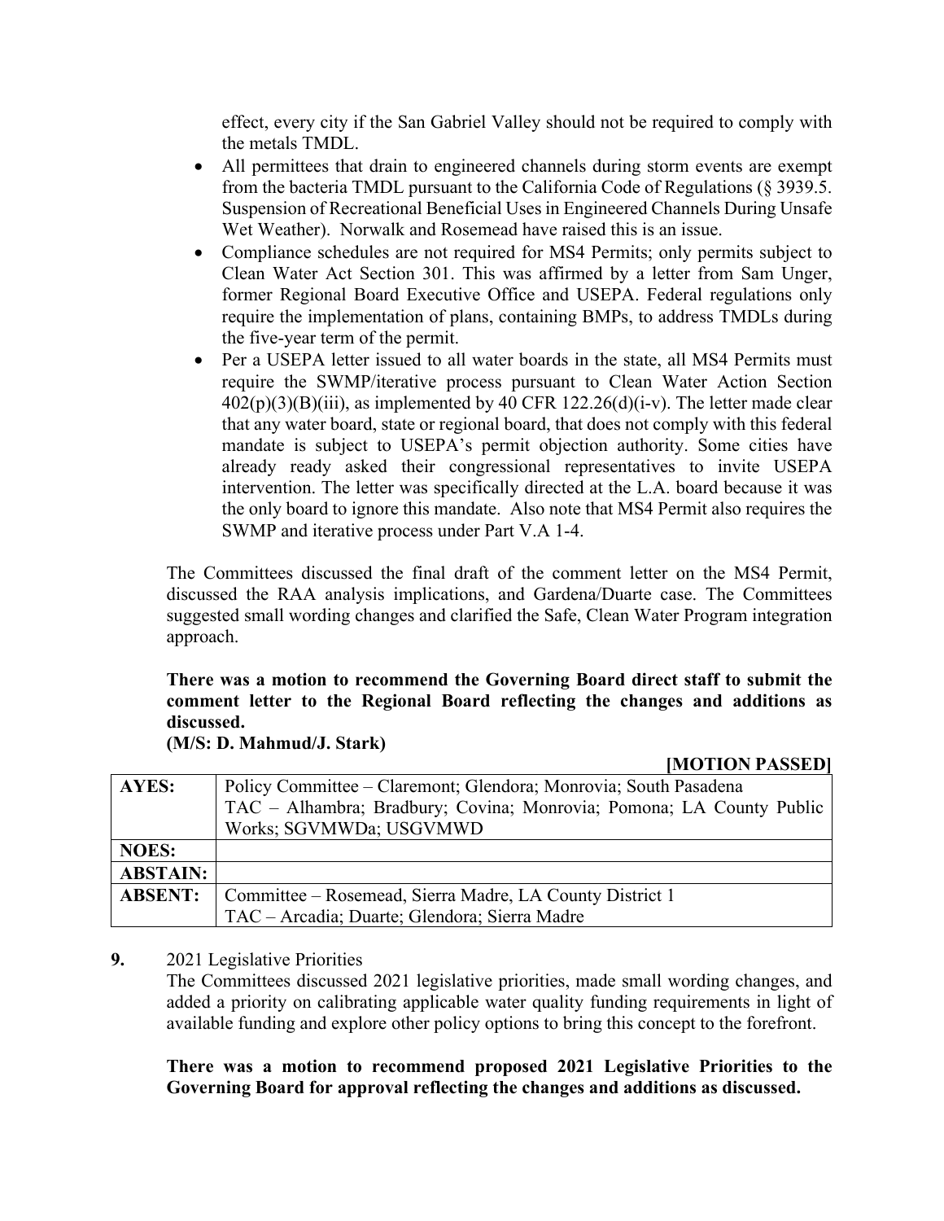effect, every city if the San Gabriel Valley should not be required to comply with the metals TMDL.

- All permittees that drain to engineered channels during storm events are exempt from the bacteria TMDL pursuant to the California Code of Regulations (§ 3939.5. Suspension of Recreational Beneficial Uses in Engineered Channels During Unsafe Wet Weather). Norwalk and Rosemead have raised this is an issue.
- Compliance schedules are not required for MS4 Permits; only permits subject to Clean Water Act Section 301. This was affirmed by a letter from Sam Unger, former Regional Board Executive Office and USEPA. Federal regulations only require the implementation of plans, containing BMPs, to address TMDLs during the five-year term of the permit.
- Per a USEPA letter issued to all water boards in the state, all MS4 Permits must require the SWMP/iterative process pursuant to Clean Water Action Section 402(p)(3)(B)(iii), as implemented by 40 CFR 122.26(d)(i-v). The letter made clear that any water board, state or regional board, that does not comply with this federal mandate is subject to USEPA's permit objection authority. Some cities have already ready asked their congressional representatives to invite USEPA intervention. The letter was specifically directed at the L.A. board because it was the only board to ignore this mandate. Also note that MS4 Permit also requires the SWMP and iterative process under Part V.A 1-4.

The Committees discussed the final draft of the comment letter on the MS4 Permit, discussed the RAA analysis implications, and Gardena/Duarte case. The Committees suggested small wording changes and clarified the Safe, Clean Water Program integration approach.

**There was a motion to recommend the Governing Board direct staff to submit the comment letter to the Regional Board reflecting the changes and additions as discussed.**
**(M/S: D. Mahmud/J. Stark)**

**[MOTION PASSED]**

| | |
|---|---|
| **AYES:** | Policy Committee – Claremont; Glendora; Monrovia; South Pasadena<br>TAC – Alhambra; Bradbury; Covina; Monrovia; Pomona; LA County Public Works; SGVMWDa; USGVMWD |
| **NOES:** | |
| **ABSTAIN:** | |
| **ABSENT:** | Committee – Rosemead, Sierra Madre, LA County District 1<br>TAC – Arcadia; Duarte; Glendora; Sierra Madre |

**9.** 2021 Legislative Priorities

The Committees discussed 2021 legislative priorities, made small wording changes, and added a priority on calibrating applicable water quality funding requirements in light of available funding and explore other policy options to bring this concept to the forefront.

**There was a motion to recommend proposed 2021 Legislative Priorities to the Governing Board for approval reflecting the changes and additions as discussed.**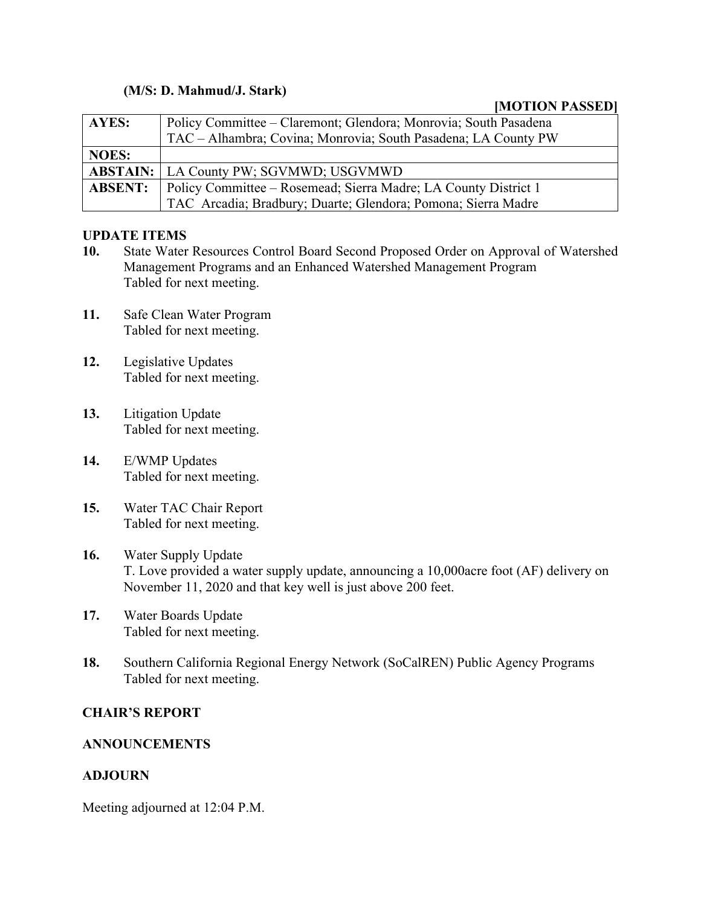**(M/S: D. Mahmud/J. Stark)**

**[MOTION PASSED]**

| | |
|---|---|
| **AYES:** | Policy Committee – Claremont; Glendora; Monrovia; South Pasadena<br>TAC – Alhambra; Covina; Monrovia; South Pasadena; LA County PW |
| **NOES:** | |
| **ABSTAIN:** | LA County PW; SGVMWD; USGVMWD |
| **ABSENT:** | Policy Committee – Rosemead; Sierra Madre; LA County District 1<br>TAC Arcadia; Bradbury; Duarte; Glendora; Pomona; Sierra Madre |

**UPDATE ITEMS**

**10.** State Water Resources Control Board Second Proposed Order on Approval of Watershed Management Programs and an Enhanced Watershed Management Program
Tabled for next meeting.

**11.** Safe Clean Water Program
Tabled for next meeting.

**12.** Legislative Updates
Tabled for next meeting.

**13.** Litigation Update
Tabled for next meeting.

**14.** E/WMP Updates
Tabled for next meeting.

**15.** Water TAC Chair Report
Tabled for next meeting.

**16.** Water Supply Update
T. Love provided a water supply update, announcing a 10,000acre foot (AF) delivery on November 11, 2020 and that key well is just above 200 feet.

**17.** Water Boards Update
Tabled for next meeting.

**18.** Southern California Regional Energy Network (SoCalREN) Public Agency Programs
Tabled for next meeting.

**CHAIR'S REPORT**

**ANNOUNCEMENTS**

**ADJOURN**

Meeting adjourned at 12:04 P.M.